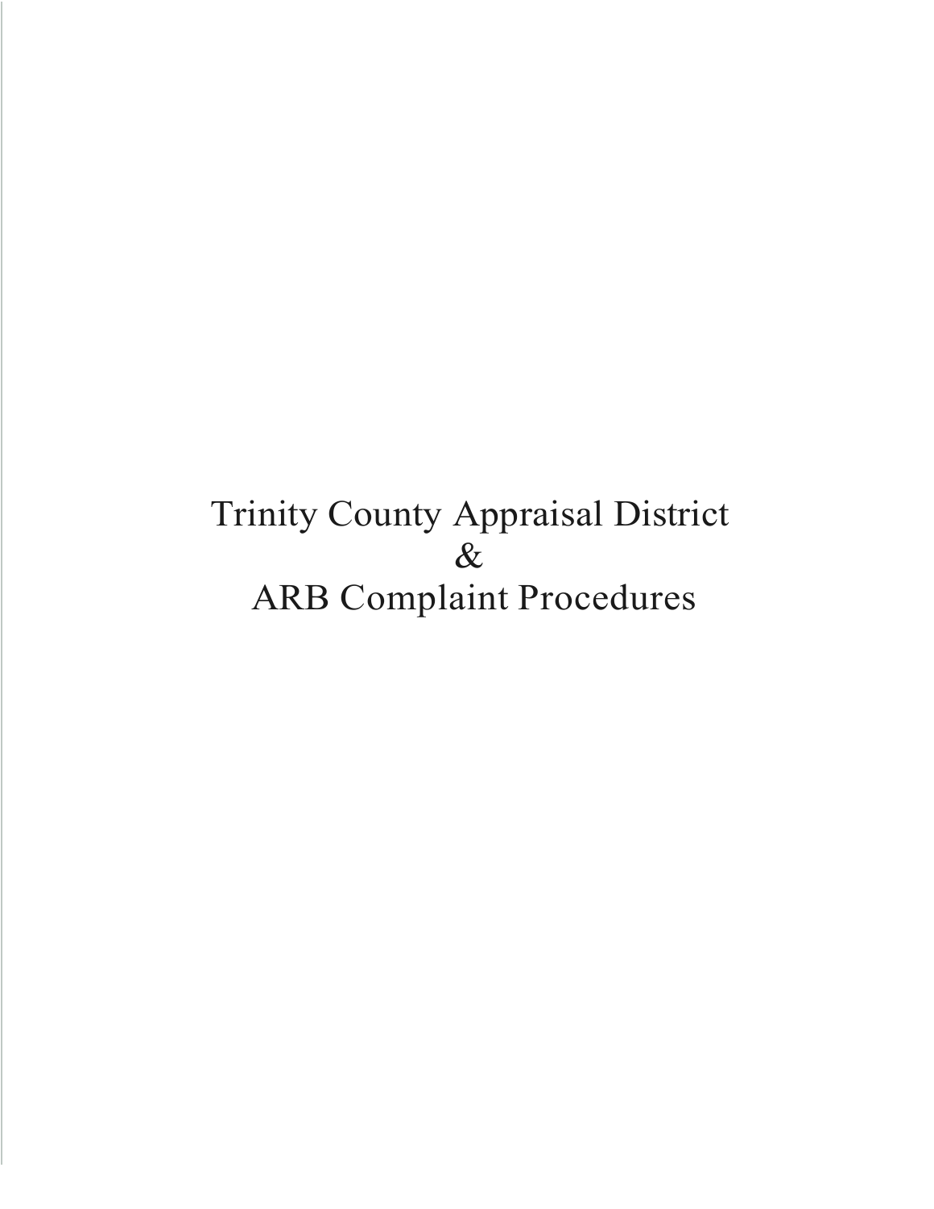# Trinity County Appraisal District
# &
# ARB Complaint Procedures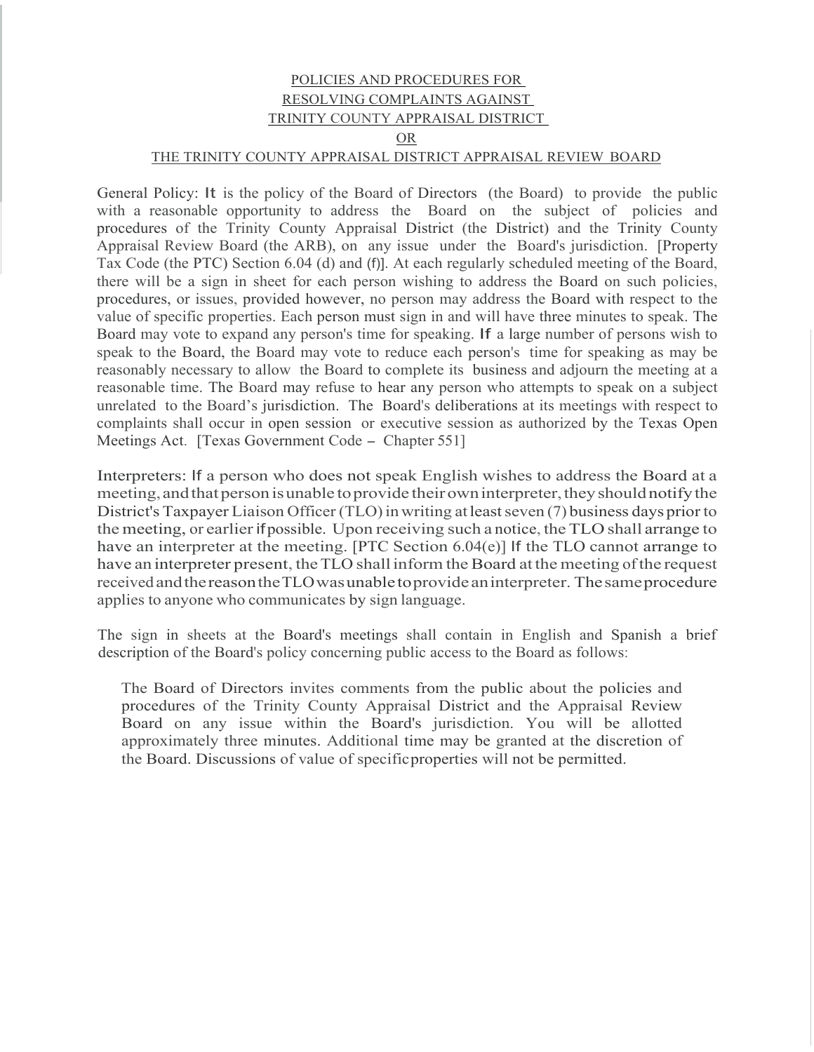POLICIES AND PROCEDURES FOR
RESOLVING COMPLAINTS AGAINST
TRINITY COUNTY APPRAISAL DISTRICT
OR
THE TRINITY COUNTY APPRAISAL DISTRICT APPRAISAL REVIEW BOARD

General Policy: It is the policy of the Board of Directors (the Board) to provide the public with a reasonable opportunity to address the Board on the subject of policies and procedures of the Trinity County Appraisal District (the District) and the Trinity County Appraisal Review Board (the ARB), on any issue under the Board's jurisdiction. [Property Tax Code (the PTC) Section 6.04 (d) and (f)]. At each regularly scheduled meeting of the Board, there will be a sign in sheet for each person wishing to address the Board on such policies, procedures, or issues, provided however, no person may address the Board with respect to the value of specific properties. Each person must sign in and will have three minutes to speak. The Board may vote to expand any person's time for speaking. If a large number of persons wish to speak to the Board, the Board may vote to reduce each person's time for speaking as may be reasonably necessary to allow the Board to complete its business and adjourn the meeting at a reasonable time. The Board may refuse to hear any person who attempts to speak on a subject unrelated to the Board's jurisdiction. The Board's deliberations at its meetings with respect to complaints shall occur in open session or executive session as authorized by the Texas Open Meetings Act. [Texas Government Code – Chapter 551]

Interpreters: If a person who does not speak English wishes to address the Board at a meeting, and that person is unable to provide their own interpreter, they should notify the District's Taxpayer Liaison Officer (TLO) in writing at least seven (7) business days prior to the meeting, or earlier if possible. Upon receiving such a notice, the TLO shall arrange to have an interpreter at the meeting. [PTC Section 6.04(e)] If the TLO cannot arrange to have an interpreter present, the TLO shall inform the Board at the meeting of the request received and the reason the TLO was unable to provide an interpreter. The same procedure applies to anyone who communicates by sign language.

The sign in sheets at the Board's meetings shall contain in English and Spanish a brief description of the Board's policy concerning public access to the Board as follows:

> The Board of Directors invites comments from the public about the policies and procedures of the Trinity County Appraisal District and the Appraisal Review Board on any issue within the Board's jurisdiction. You will be allotted approximately three minutes. Additional time may be granted at the discretion of the Board. Discussions of value of specific properties will not be permitted.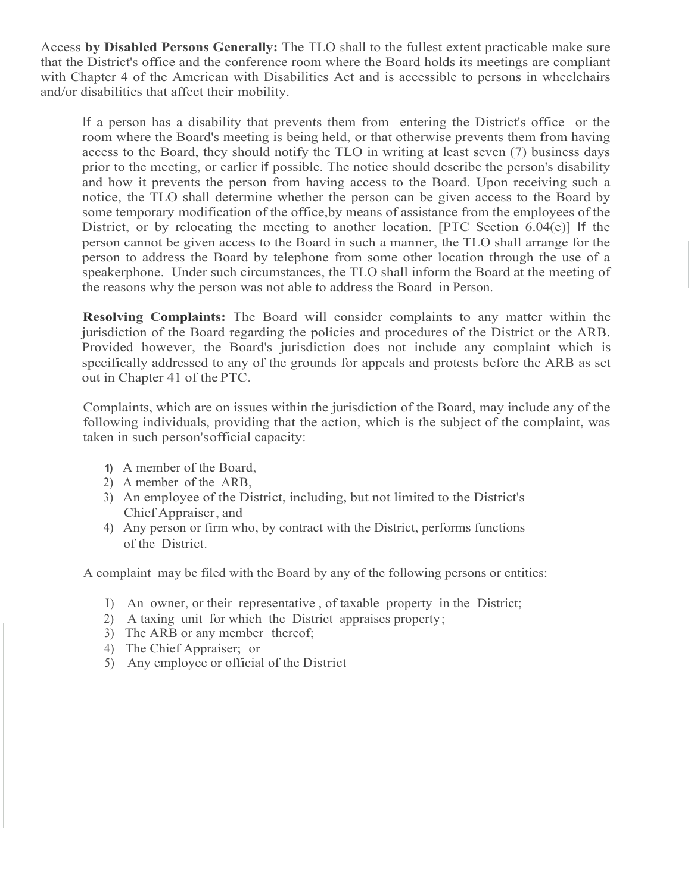Access **by Disabled Persons Generally:** The TLO shall to the fullest extent practicable make sure that the District's office and the conference room where the Board holds its meetings are compliant with Chapter 4 of the American with Disabilities Act and is accessible to persons in wheelchairs and/or disabilities that affect their mobility.

If a person has a disability that prevents them from entering the District's office or the room where the Board's meeting is being held, or that otherwise prevents them from having access to the Board, they should notify the TLO in writing at least seven (7) business days prior to the meeting, or earlier if possible. The notice should describe the person's disability and how it prevents the person from having access to the Board. Upon receiving such a notice, the TLO shall determine whether the person can be given access to the Board by some temporary modification of the office,by means of assistance from the employees of the District, or by relocating the meeting to another location. [PTC Section 6.04(e)] If the person cannot be given access to the Board in such a manner, the TLO shall arrange for the person to address the Board by telephone from some other location through the use of a speakerphone. Under such circumstances, the TLO shall inform the Board at the meeting of the reasons why the person was not able to address the Board in Person.

**Resolving Complaints:** The Board will consider complaints to any matter within the jurisdiction of the Board regarding the policies and procedures of the District or the ARB. Provided however, the Board's jurisdiction does not include any complaint which is specifically addressed to any of the grounds for appeals and protests before the ARB as set out in Chapter 41 of the PTC.

Complaints, which are on issues within the jurisdiction of the Board, may include any of the following individuals, providing that the action, which is the subject of the complaint, was taken in such person's official capacity:

1) A member of the Board,
2) A member of the ARB,
3) An employee of the District, including, but not limited to the District's Chief Appraiser, and
4) Any person or firm who, by contract with the District, performs functions of the District.

A complaint may be filed with the Board by any of the following persons or entities:

1) An owner, or their representative , of taxable property in the District;
2) A taxing unit for which the District appraises property;
3) The ARB or any member thereof;
4) The Chief Appraiser; or
5) Any employee or official of the District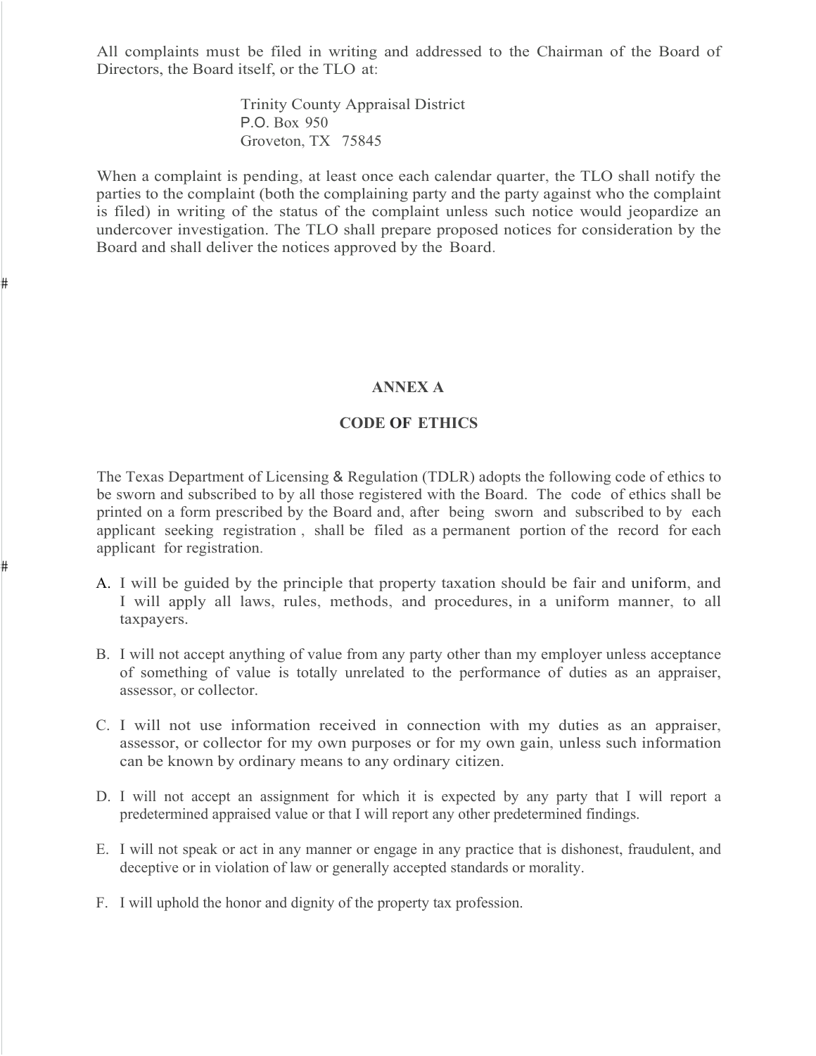All complaints must be filed in writing and addressed to the Chairman of the Board of Directors, the Board itself, or the TLO at:

Trinity County Appraisal District
P.O. Box 950
Groveton, TX 75845

When a complaint is pending, at least once each calendar quarter, the TLO shall notify the parties to the complaint (both the complaining party and the party against who the complaint is filed) in writing of the status of the complaint unless such notice would jeopardize an undercover investigation. The TLO shall prepare proposed notices for consideration by the Board and shall deliver the notices approved by the Board.

## ANNEX A

## CODE OF ETHICS

The Texas Department of Licensing & Regulation (TDLR) adopts the following code of ethics to be sworn and subscribed to by all those registered with the Board. The code of ethics shall be printed on a form prescribed by the Board and, after being sworn and subscribed to by each applicant seeking registration , shall be filed as a permanent portion of the record for each applicant for registration.

A. I will be guided by the principle that property taxation should be fair and uniform, and I will apply all laws, rules, methods, and procedures, in a uniform manner, to all taxpayers.

B. I will not accept anything of value from any party other than my employer unless acceptance of something of value is totally unrelated to the performance of duties as an appraiser, assessor, or collector.

C. I will not use information received in connection with my duties as an appraiser, assessor, or collector for my own purposes or for my own gain, unless such information can be known by ordinary means to any ordinary citizen.

D. I will not accept an assignment for which it is expected by any party that I will report a predetermined appraised value or that I will report any other predetermined findings.

E. I will not speak or act in any manner or engage in any practice that is dishonest, fraudulent, and deceptive or in violation of law or generally accepted standards or morality.

F. I will uphold the honor and dignity of the property tax profession.